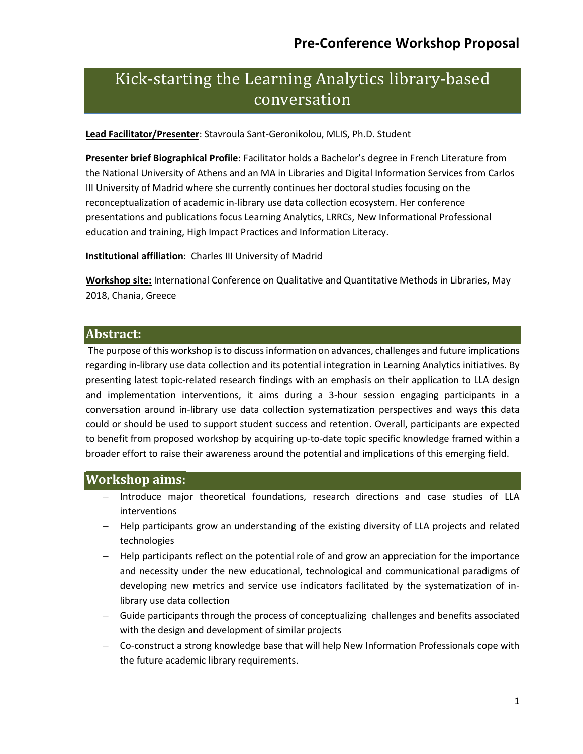# Pre-Conference Workshop Proposal

## Kick-starting the Learning Analytics library-based conversation

**Lead Facilitator/Presenter**: Stavroula Sant-Geronikolou, MLIS, Ph.D. Student

**Presenter brief Biographical Profile**: Facilitator holds a Bachelor's degree in French Literature from the National University of Athens and an MA in Libraries and Digital Information Services from Carlos III University of Madrid where she currently continues her doctoral studies focusing on the reconceptualization of academic in-library use data collection ecosystem. Her conference presentations and publications focus Learning Analytics, LRRCs, New Informational Professional education and training, High Impact Practices and Information Literacy.

**Institutional affiliation**: Charles III University of Madrid

**Workshop site:** International Conference on Qualitative and Quantitative Methods in Libraries, May 2018, Chania, Greece

## Abstract:

The purpose of this workshop is to discuss information on advances, challenges and future implications regarding in-library use data collection and its potential integration in Learning Analytics initiatives. By presenting latest topic-related research findings with an emphasis on their application to LLA design and implementation interventions, it aims during a 3-hour session engaging participants in a conversation around in-library use data collection systematization perspectives and ways this data could or should be used to support student success and retention. Overall, participants are expected to benefit from proposed workshop by acquiring up-to-date topic specific knowledge framed within a broader effort to raise their awareness around the potential and implications of this emerging field.

## Workshop aims:

- Introduce major theoretical foundations, research directions and case studies of LLA interventions
- Help participants grow an understanding of the existing diversity of LLA projects and related technologies
- Help participants reflect on the potential role of and grow an appreciation for the importance and necessity under the new educational, technological and communicational paradigms of developing new metrics and service use indicators facilitated by the systematization of in-library use data collection
- Guide participants through the process of conceptualizing challenges and benefits associated with the design and development of similar projects
- Co-construct a strong knowledge base that will help New Information Professionals cope with the future academic library requirements.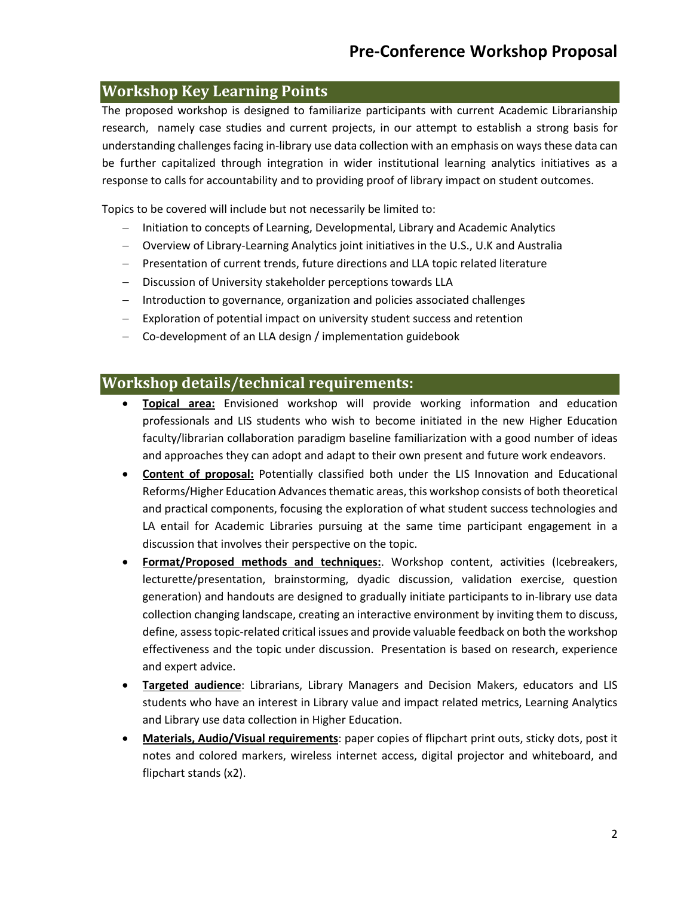## Workshop Key Learning Points

The proposed workshop is designed to familiarize participants with current Academic Librarianship research, namely case studies and current projects, in our attempt to establish a strong basis for understanding challenges facing in-library use data collection with an emphasis on ways these data can be further capitalized through integration in wider institutional learning analytics initiatives as a response to calls for accountability and to providing proof of library impact on student outcomes.

Topics to be covered will include but not necessarily be limited to:

- Initiation to concepts of Learning, Developmental, Library and Academic Analytics
- Overview of Library-Learning Analytics joint initiatives in the U.S., U.K and Australia
- Presentation of current trends, future directions and LLA topic related literature
- Discussion of University stakeholder perceptions towards LLA
- Introduction to governance, organization and policies associated challenges
- Exploration of potential impact on university student success and retention
- Co-development of an LLA design / implementation guidebook

## Workshop details/technical requirements:

- **Topical area:** Envisioned workshop will provide working information and education professionals and LIS students who wish to become initiated in the new Higher Education faculty/librarian collaboration paradigm baseline familiarization with a good number of ideas and approaches they can adopt and adapt to their own present and future work endeavors.
- **Content of proposal:** Potentially classified both under the LIS Innovation and Educational Reforms/Higher Education Advances thematic areas, this workshop consists of both theoretical and practical components, focusing the exploration of what student success technologies and LA entail for Academic Libraries pursuing at the same time participant engagement in a discussion that involves their perspective on the topic.
- **Format/Proposed methods and techniques:**. Workshop content, activities (Icebreakers, lecturette/presentation, brainstorming, dyadic discussion, validation exercise, question generation) and handouts are designed to gradually initiate participants to in-library use data collection changing landscape, creating an interactive environment by inviting them to discuss, define, assess topic-related critical issues and provide valuable feedback on both the workshop effectiveness and the topic under discussion. Presentation is based on research, experience and expert advice.
- **Targeted audience**: Librarians, Library Managers and Decision Makers, educators and LIS students who have an interest in Library value and impact related metrics, Learning Analytics and Library use data collection in Higher Education.
- **Materials, Audio/Visual requirements**: paper copies of flipchart print outs, sticky dots, post it notes and colored markers, wireless internet access, digital projector and whiteboard, and flipchart stands (x2).